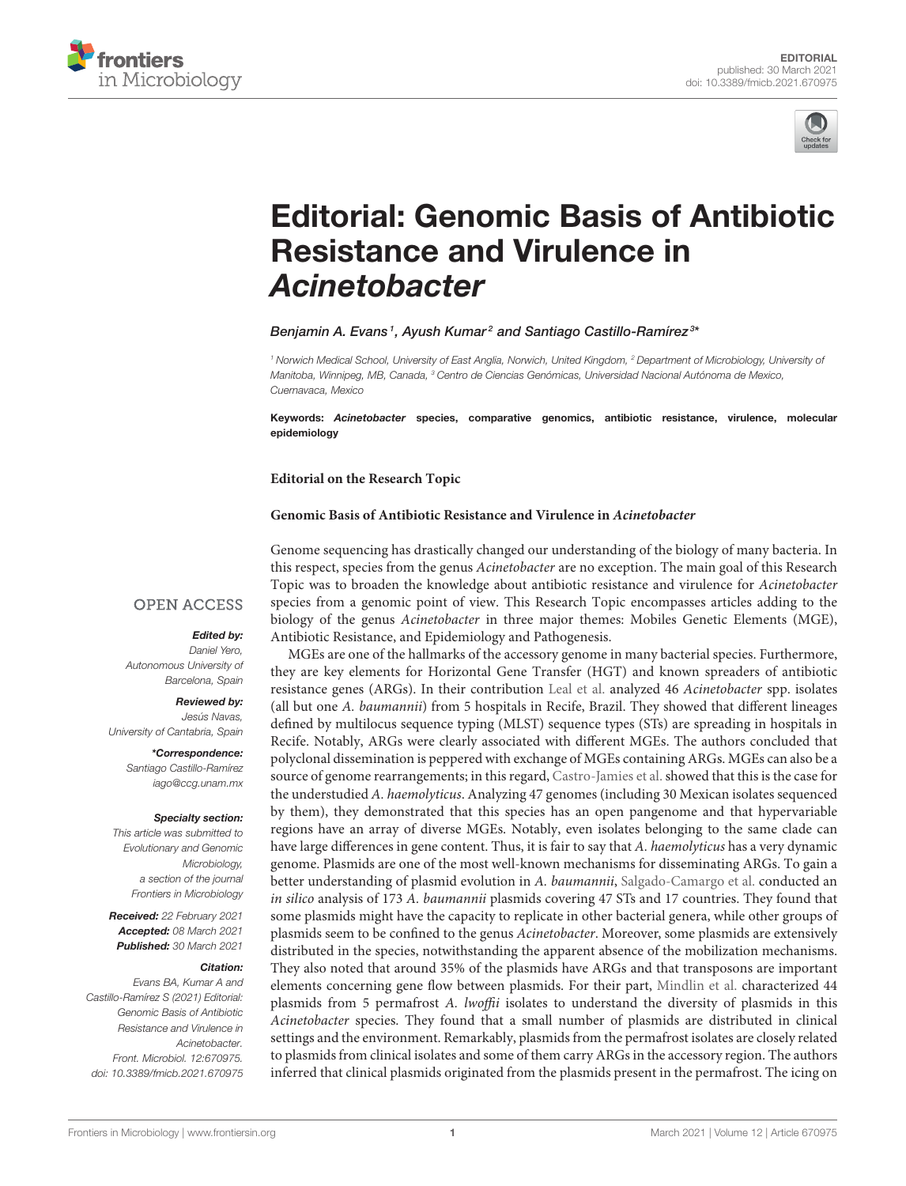EDITORIAL
published: 30 March 2021
doi: 10.3389/fmicb.2021.670975

# Editorial: Genomic Basis of Antibiotic Resistance and Virulence in *Acinetobacter*

*Benjamin A. Evans[1], Ayush Kumar[2] and Santiago Castillo-Ramírez[3]**

[1] Norwich Medical School, University of East Anglia, Norwich, United Kingdom, [2] Department of Microbiology, University of Manitoba, Winnipeg, MB, Canada, [3] Centro de Ciencias Genómicas, Universidad Nacional Autónoma de Mexico, Cuernavaca, Mexico

**Keywords:** ***Acinetobacter*** **species, comparative genomics, antibiotic resistance, virulence, molecular epidemiology**

OPEN ACCESS

***Edited by:***
*Daniel Yero,*
*Autonomous University of Barcelona, Spain*

***Reviewed by:***
*Jesús Navas,*
*University of Cantabria, Spain*

***\*Correspondence:***
*Santiago Castillo-Ramírez*
*iago@ccg.unam.mx*

***Specialty section:***
*This article was submitted to Evolutionary and Genomic Microbiology, a section of the journal Frontiers in Microbiology*

***Received:*** *22 February 2021*
***Accepted:*** *08 March 2021*
***Published:*** *30 March 2021*

***Citation:***
*Evans BA, Kumar A and Castillo-Ramírez S (2021) Editorial: Genomic Basis of Antibiotic Resistance and Virulence in Acinetobacter. Front. Microbiol. 12:670975. doi: 10.3389/fmicb.2021.670975*

**Editorial on the Research Topic**

**Genomic Basis of Antibiotic Resistance and Virulence in *Acinetobacter***

Genome sequencing has drastically changed our understanding of the biology of many bacteria. In this respect, species from the genus *Acinetobacter* are no exception. The main goal of this Research Topic was to broaden the knowledge about antibiotic resistance and virulence for *Acinetobacter* species from a genomic point of view. This Research Topic encompasses articles adding to the biology of the genus *Acinetobacter* in three major themes: Mobiles Genetic Elements (MGE), Antibiotic Resistance, and Epidemiology and Pathogenesis.

MGEs are one of the hallmarks of the accessory genome in many bacterial species. Furthermore, they are key elements for Horizontal Gene Transfer (HGT) and known spreaders of antibiotic resistance genes (ARGs). In their contribution Leal et al. analyzed 46 *Acinetobacter* spp. isolates (all but one *A. baumannii*) from 5 hospitals in Recife, Brazil. They showed that different lineages defined by multilocus sequence typing (MLST) sequence types (STs) are spreading in hospitals in Recife. Notably, ARGs were clearly associated with different MGEs. The authors concluded that polyclonal dissemination is peppered with exchange of MGEs containing ARGs. MGEs can also be a source of genome rearrangements; in this regard, Castro-Jamies et al. showed that this is the case for the understudied *A. haemolyticus*. Analyzing 47 genomes (including 30 Mexican isolates sequenced by them), they demonstrated that this species has an open pangenome and that hypervariable regions have an array of diverse MGEs. Notably, even isolates belonging to the same clade can have large differences in gene content. Thus, it is fair to say that *A. haemolyticus* has a very dynamic genome. Plasmids are one of the most well-known mechanisms for disseminating ARGs. To gain a better understanding of plasmid evolution in *A. baumannii*, Salgado-Camargo et al. conducted an *in silico* analysis of 173 *A. baumannii* plasmids covering 47 STs and 17 countries. They found that some plasmids might have the capacity to replicate in other bacterial genera, while other groups of plasmids seem to be confined to the genus *Acinetobacter*. Moreover, some plasmids are extensively distributed in the species, notwithstanding the apparent absence of the mobilization mechanisms. They also noted that around 35% of the plasmids have ARGs and that transposons are important elements concerning gene flow between plasmids. For their part, Mindlin et al. characterized 44 plasmids from 5 permafrost *A. lwoffii* isolates to understand the diversity of plasmids in this *Acinetobacter* species. They found that a small number of plasmids are distributed in clinical settings and the environment. Remarkably, plasmids from the permafrost isolates are closely related to plasmids from clinical isolates and some of them carry ARGs in the accessory region. The authors inferred that clinical plasmids originated from the plasmids present in the permafrost. The icing on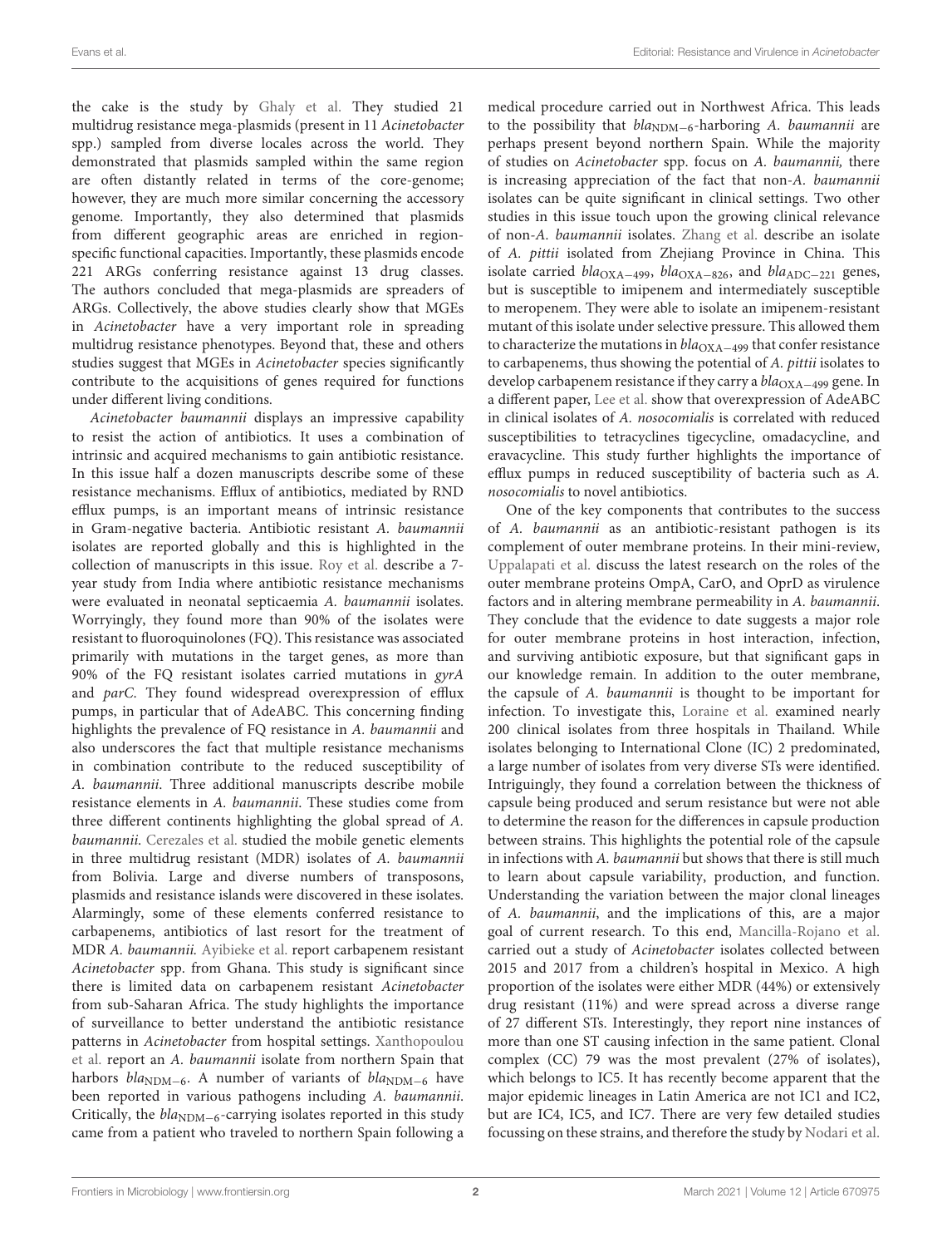the cake is the study by Ghaly et al. They studied 21 multidrug resistance mega-plasmids (present in 11 *Acinetobacter* spp.) sampled from diverse locales across the world. They demonstrated that plasmids sampled within the same region are often distantly related in terms of the core-genome; however, they are much more similar concerning the accessory genome. Importantly, they also determined that plasmids from different geographic areas are enriched in region-specific functional capacities. Importantly, these plasmids encode 221 ARGs conferring resistance against 13 drug classes. The authors concluded that mega-plasmids are spreaders of ARGs. Collectively, the above studies clearly show that MGEs in *Acinetobacter* have a very important role in spreading multidrug resistance phenotypes. Beyond that, these and others studies suggest that MGEs in *Acinetobacter* species significantly contribute to the acquisitions of genes required for functions under different living conditions.

*Acinetobacter baumannii* displays an impressive capability to resist the action of antibiotics. It uses a combination of intrinsic and acquired mechanisms to gain antibiotic resistance. In this issue half a dozen manuscripts describe some of these resistance mechanisms. Efflux of antibiotics, mediated by RND efflux pumps, is an important means of intrinsic resistance in Gram-negative bacteria. Antibiotic resistant *A. baumannii* isolates are reported globally and this is highlighted in the collection of manuscripts in this issue. Roy et al. describe a 7-year study from India where antibiotic resistance mechanisms were evaluated in neonatal septicaemia *A. baumannii* isolates. Worryingly, they found more than 90% of the isolates were resistant to fluoroquinolones (FQ). This resistance was associated primarily with mutations in the target genes, as more than 90% of the FQ resistant isolates carried mutations in *gyrA* and *parC*. They found widespread overexpression of efflux pumps, in particular that of AdeABC. This concerning finding highlights the prevalence of FQ resistance in *A. baumannii* and also underscores the fact that multiple resistance mechanisms in combination contribute to the reduced susceptibility of *A. baumannii*. Three additional manuscripts describe mobile resistance elements in *A. baumannii*. These studies come from three different continents highlighting the global spread of *A. baumannii*. Cerezales et al. studied the mobile genetic elements in three multidrug resistant (MDR) isolates of *A. baumannii* from Bolivia. Large and diverse numbers of transposons, plasmids and resistance islands were discovered in these isolates. Alarmingly, some of these elements conferred resistance to carbapenems, antibiotics of last resort for the treatment of MDR *A. baumannii*. Ayibieke et al. report carbapenem resistant *Acinetobacter* spp. from Ghana. This study is significant since there is limited data on carbapenem resistant *Acinetobacter* from sub-Saharan Africa. The study highlights the importance of surveillance to better understand the antibiotic resistance patterns in *Acinetobacter* from hospital settings. Xanthopoulou et al. report an *A. baumannii* isolate from northern Spain that harbors $bla_{NDM-6}$. A number of variants of $bla_{NDM-6}$ have been reported in various pathogens including *A. baumannii*. Critically, the $bla_{NDM-6}$-carrying isolates reported in this study came from a patient who traveled to northern Spain following a medical procedure carried out in Northwest Africa. This leads to the possibility that $bla_{NDM-6}$-harboring *A. baumannii* are perhaps present beyond northern Spain. While the majority of studies on *Acinetobacter* spp. focus on *A. baumannii,* there is increasing appreciation of the fact that non-*A. baumannii* isolates can be quite significant in clinical settings. Two other studies in this issue touch upon the growing clinical relevance of non-*A. baumannii* isolates. Zhang et al. describe an isolate of *A. pittii* isolated from Zhejiang Province in China. This isolate carried $bla_{OXA-499}$, $bla_{OXA-826}$, and $bla_{ADC-221}$ genes, but is susceptible to imipenem and intermediately susceptible to meropenem. They were able to isolate an imipenem-resistant mutant of this isolate under selective pressure. This allowed them to characterize the mutations in $bla_{OXA-499}$ that confer resistance to carbapenems, thus showing the potential of *A. pittii* isolates to develop carbapenem resistance if they carry a $bla_{OXA-499}$ gene. In a different paper, Lee et al. show that overexpression of AdeABC in clinical isolates of *A. nosocomialis* is correlated with reduced susceptibilities to tetracyclines tigecycline, omadacycline, and eravacycline. This study further highlights the importance of efflux pumps in reduced susceptibility of bacteria such as *A. nosocomialis* to novel antibiotics.

One of the key components that contributes to the success of *A. baumannii* as an antibiotic-resistant pathogen is its complement of outer membrane proteins. In their mini-review, Uppalapati et al. discuss the latest research on the roles of the outer membrane proteins OmpA, CarO, and OprD as virulence factors and in altering membrane permeability in *A. baumannii*. They conclude that the evidence to date suggests a major role for outer membrane proteins in host interaction, infection, and surviving antibiotic exposure, but that significant gaps in our knowledge remain. In addition to the outer membrane, the capsule of *A. baumannii* is thought to be important for infection. To investigate this, Loraine et al. examined nearly 200 clinical isolates from three hospitals in Thailand. While isolates belonging to International Clone (IC) 2 predominated, a large number of isolates from very diverse STs were identified. Intriguingly, they found a correlation between the thickness of capsule being produced and serum resistance but were not able to determine the reason for the differences in capsule production between strains. This highlights the potential role of the capsule in infections with *A. baumannii* but shows that there is still much to learn about capsule variability, production, and function. Understanding the variation between the major clonal lineages of *A. baumannii*, and the implications of this, are a major goal of current research. To this end, Mancilla-Rojano et al. carried out a study of *Acinetobacter* isolates collected between 2015 and 2017 from a children's hospital in Mexico. A high proportion of the isolates were either MDR (44%) or extensively drug resistant (11%) and were spread across a diverse range of 27 different STs. Interestingly, they report nine instances of more than one ST causing infection in the same patient. Clonal complex (CC) 79 was the most prevalent (27% of isolates), which belongs to IC5. It has recently become apparent that the major epidemic lineages in Latin America are not IC1 and IC2, but are IC4, IC5, and IC7. There are very few detailed studies focussing on these strains, and therefore the study by Nodari et al.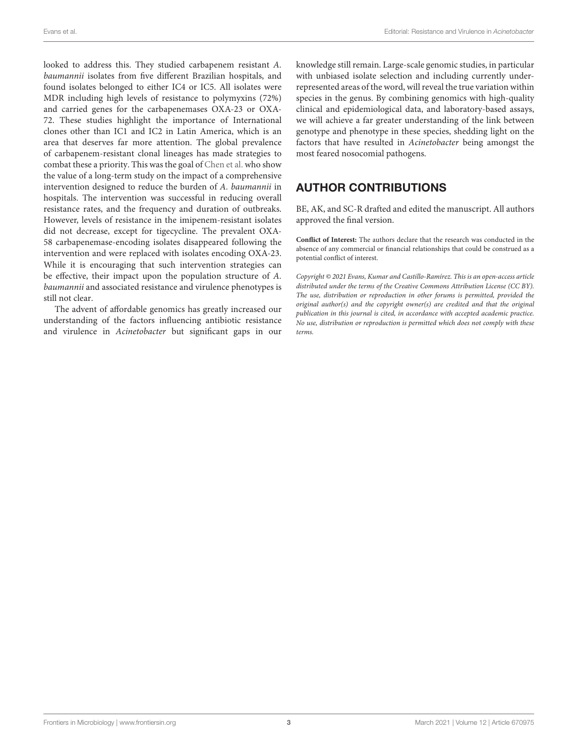looked to address this. They studied carbapenem resistant *A. baumannii* isolates from five different Brazilian hospitals, and found isolates belonged to either IC4 or IC5. All isolates were MDR including high levels of resistance to polymyxins (72%) and carried genes for the carbapenemases OXA-23 or OXA-72. These studies highlight the importance of International clones other than IC1 and IC2 in Latin America, which is an area that deserves far more attention. The global prevalence of carbapenem-resistant clonal lineages has made strategies to combat these a priority. This was the goal of Chen et al. who show the value of a long-term study on the impact of a comprehensive intervention designed to reduce the burden of *A. baumannii* in hospitals. The intervention was successful in reducing overall resistance rates, and the frequency and duration of outbreaks. However, levels of resistance in the imipenem-resistant isolates did not decrease, except for tigecycline. The prevalent OXA-58 carbapenemase-encoding isolates disappeared following the intervention and were replaced with isolates encoding OXA-23. While it is encouraging that such intervention strategies can be effective, their impact upon the population structure of *A. baumannii* and associated resistance and virulence phenotypes is still not clear.

The advent of affordable genomics has greatly increased our understanding of the factors influencing antibiotic resistance and virulence in *Acinetobacter* but significant gaps in our knowledge still remain. Large-scale genomic studies, in particular with unbiased isolate selection and including currently under-represented areas of the word, will reveal the true variation within species in the genus. By combining genomics with high-quality clinical and epidemiological data, and laboratory-based assays, we will achieve a far greater understanding of the link between genotype and phenotype in these species, shedding light on the factors that have resulted in *Acinetobacter* being amongst the most feared nosocomial pathogens.

## AUTHOR CONTRIBUTIONS

BE, AK, and SC-R drafted and edited the manuscript. All authors approved the final version.

**Conflict of Interest:** The authors declare that the research was conducted in the absence of any commercial or financial relationships that could be construed as a potential conflict of interest.

*Copyright © 2021 Evans, Kumar and Castillo-Ramírez. This is an open-access article distributed under the terms of the Creative Commons Attribution License (CC BY). The use, distribution or reproduction in other forums is permitted, provided the original author(s) and the copyright owner(s) are credited and that the original publication in this journal is cited, in accordance with accepted academic practice. No use, distribution or reproduction is permitted which does not comply with these terms.*